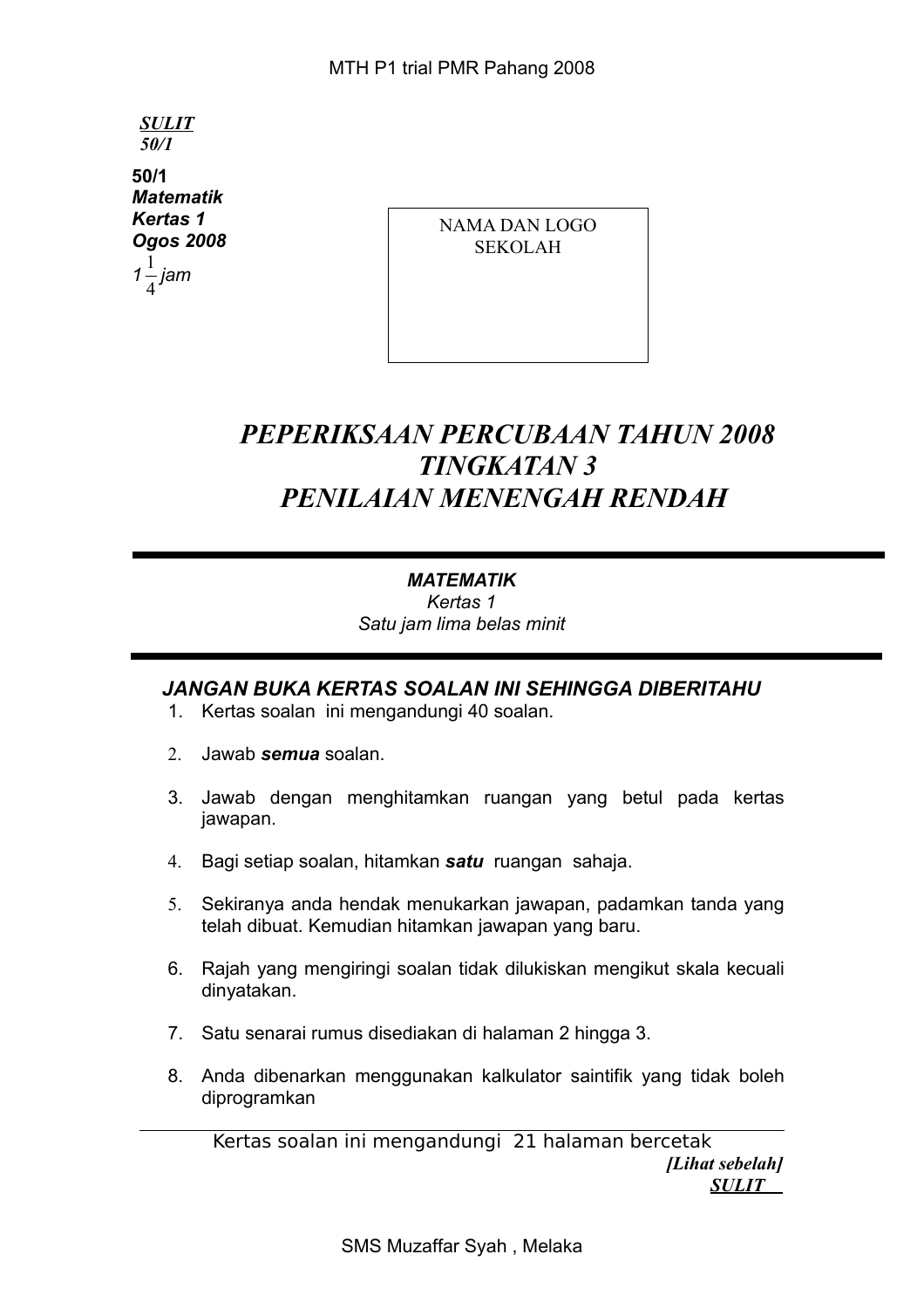**SULIT**
*50/1*

**50/1**
***Matematik***
***Kertas 1***
***Ogos 2008***
*$1\frac{1}{4}$ jam*

NAMA DAN LOGO SEKOLAH

# *PEPERIKSAAN PERCUBAAN TAHUN 2008*
# *TINGKATAN 3*
# *PENILAIAN MENENGAH RENDAH*

***MATEMATIK***
*Kertas 1*
*Satu jam lima belas minit*

***JANGAN BUKA KERTAS SOALAN INI SEHINGGA DIBERITAHU***

1. Kertas soalan ini mengandungi 40 soalan.
2. Jawab ***semua*** soalan.
3. Jawab dengan menghitamkan ruangan yang betul pada kertas jawapan.
4. Bagi setiap soalan, hitamkan ***satu*** ruangan sahaja.
5. Sekiranya anda hendak menukarkan jawapan, padamkan tanda yang telah dibuat. Kemudian hitamkan jawapan yang baru.
6. Rajah yang mengiringi soalan tidak dilukiskan mengikut skala kecuali dinyatakan.
7. Satu senarai rumus disediakan di halaman 2 hingga 3.
8. Anda dibenarkan menggunakan kalkulator saintifik yang tidak boleh diprogramkan

Kertas soalan ini mengandungi 21 halaman bercetak

***[Lihat sebelah]***
**SULIT**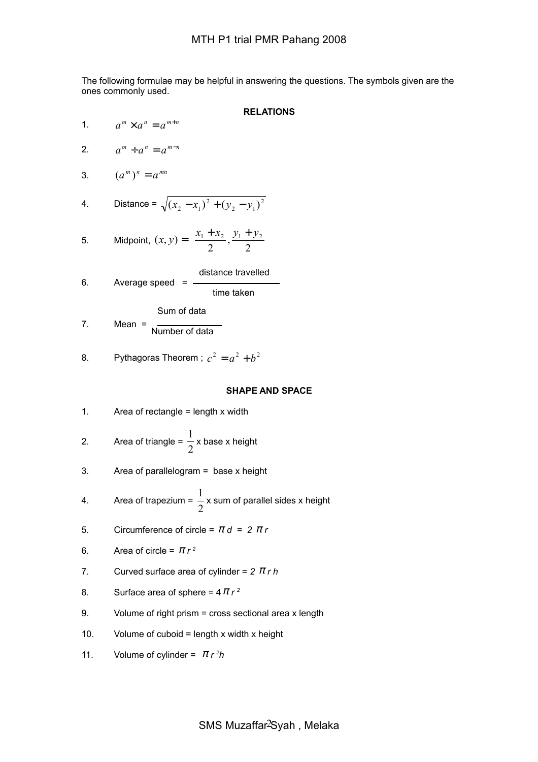The following formulae may be helpful in answering the questions. The symbols given are the ones commonly used.

**RELATIONS**

1. $a^m \times a^n = a^{m+n}$

2. $a^m \div a^n = a^{m-n}$

3. $(a^m)^n = a^{mn}$

4. Distance = $\sqrt{(x_2 - x_1)^2 + (y_2 - y_1)^2}$

5. Midpoint, $(x, y) = \left(\dfrac{x_1 + x_2}{2}, \dfrac{y_1 + y_2}{2}\right)$

6. Average speed = $\dfrac{\text{distance travelled}}{\text{time taken}}$

7. Mean = $\dfrac{\text{Sum of data}}{\text{Number of data}}$

8. Pythagoras Theorem ; $c^2 = a^2 + b^2$

**SHAPE AND SPACE**

1. Area of rectangle = length x width

2. Area of triangle = $\dfrac{1}{2}$ x base x height

3. Area of parallelogram = base x height

4. Area of trapezium = $\dfrac{1}{2}$ x sum of parallel sides x height

5. Circumference of circle = $\pi d = 2\pi r$

6. Area of circle = $\pi r^2$

7. Curved surface area of cylinder = $2\pi r h$

8. Surface area of sphere = $4\pi r^2$

9. Volume of right prism = cross sectional area x length

10. Volume of cuboid = length x width x height

11. Volume of cylinder = $\pi r^2 h$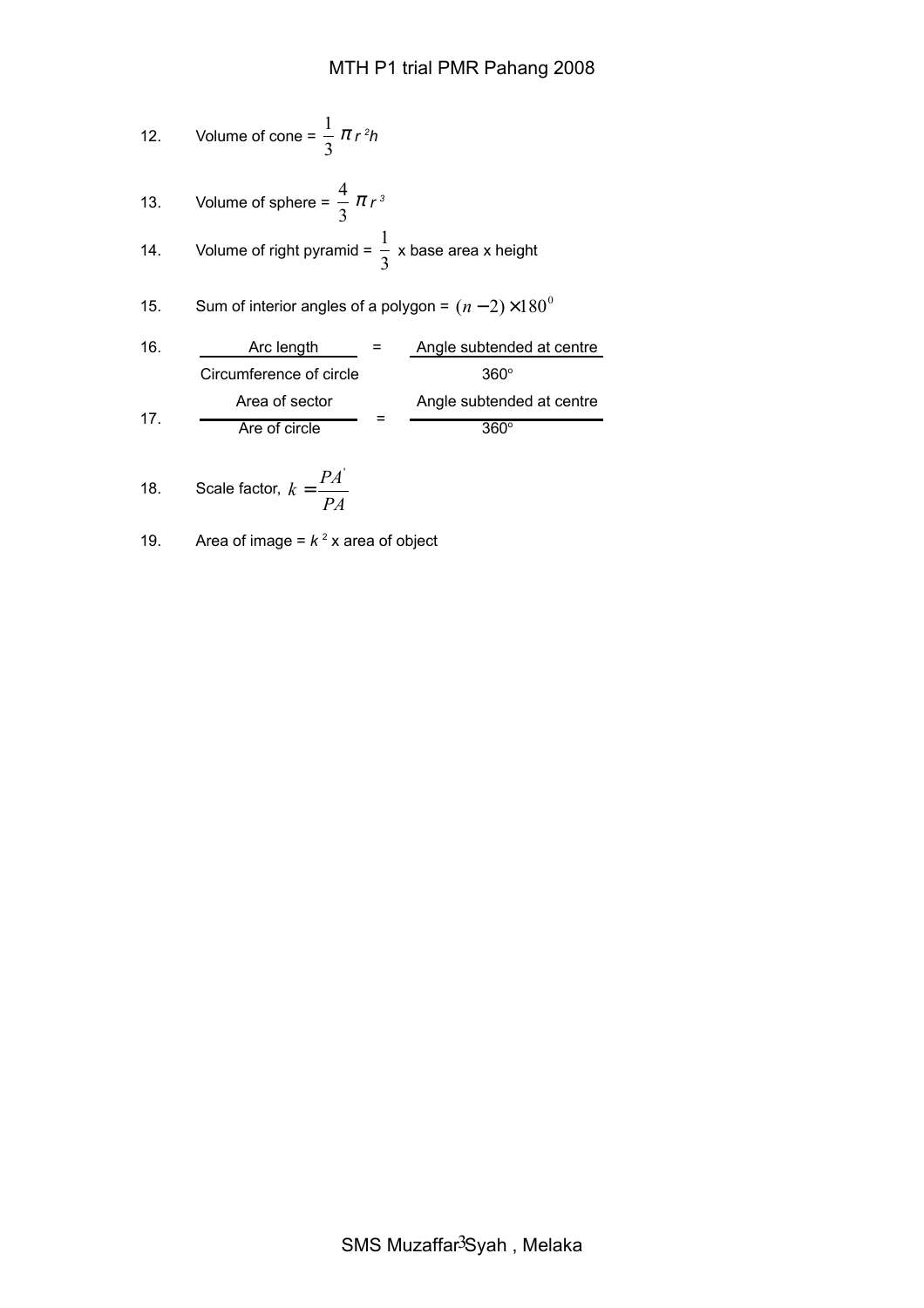12. Volume of cone = $\frac{1}{3}\pi r^2 h$

13. Volume of sphere = $\frac{4}{3}\pi r^3$

14. Volume of right pyramid = $\frac{1}{3}$ x base area x height

15. Sum of interior angles of a polygon = $(n-2)\times 180^0$

16. $$\frac{\text{Arc length}}{\text{Circumference of circle}} = \frac{\text{Angle subtended at centre}}{360^\circ}$$

17. $$\frac{\text{Area of sector}}{\text{Are of circle}} = \frac{\text{Angle subtended at centre}}{360^\circ}$$

18. Scale factor, $k = \frac{PA'}{PA}$

19. Area of image = $k^2$ x area of object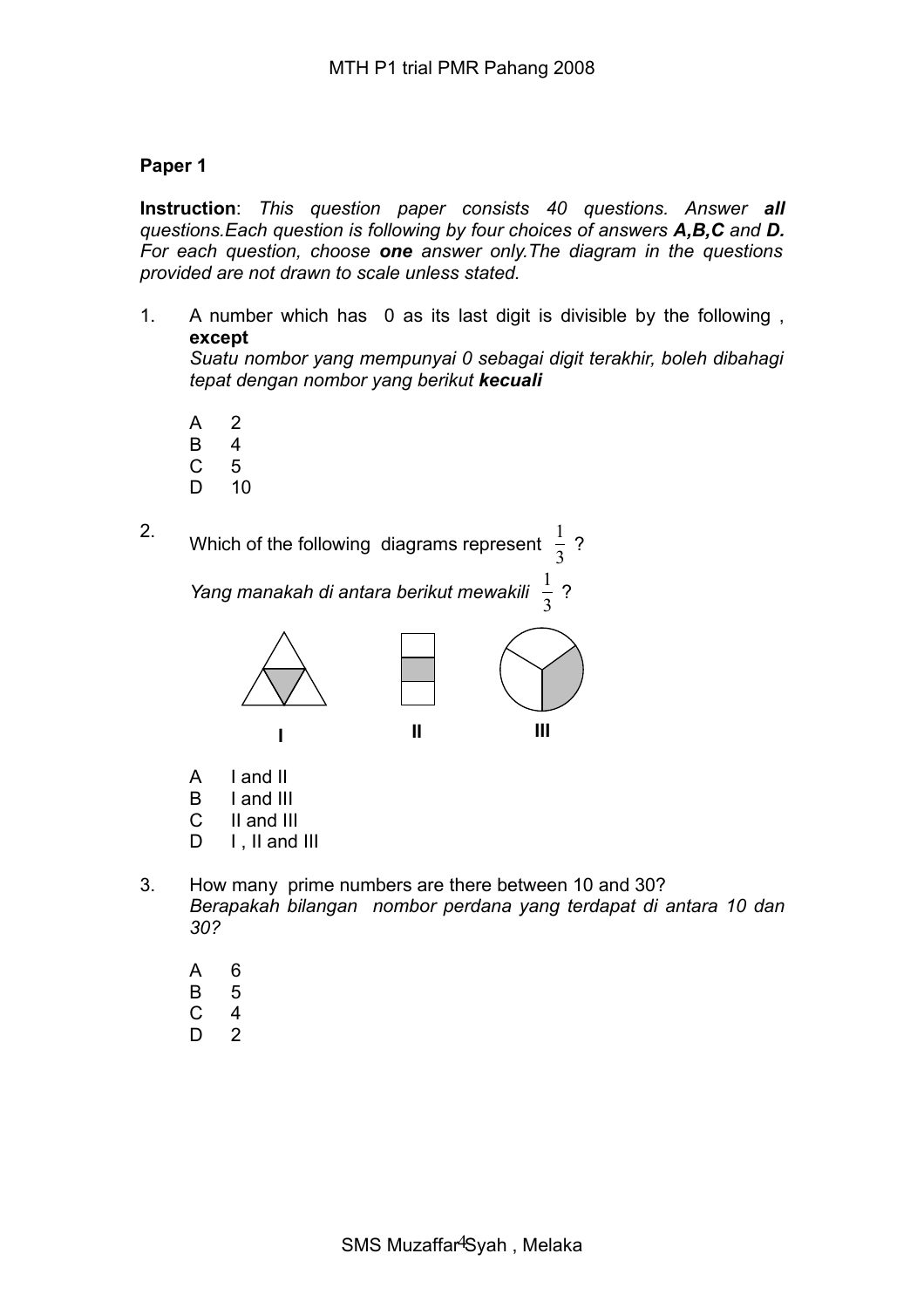**Paper 1**

**Instruction**: *This question paper consists 40 questions. Answer **all** questions.Each question is following by four choices of answers **A,B,C** and **D.** For each question, choose **one** answer only.The diagram in the questions provided are not drawn to scale unless stated.*

1. A number which has 0 as its last digit is divisible by the following , **except**
   *Suatu nombor yang mempunyai 0 sebagai digit terakhir, boleh dibahagi tepat dengan nombor yang berikut **kecuali***

   A 2
   B 4
   C 5
   D 10

2. Which of the following diagrams represent $\frac{1}{3}$ ?

   *Yang manakah di antara berikut mewakili* $\frac{1}{3}$ ?

   I II III

   A I and II
   B I and III
   C II and III
   D I , II and III

3. How many prime numbers are there between 10 and 30?
   *Berapakah bilangan nombor perdana yang terdapat di antara 10 dan 30?*

   A 6
   B 5
   C 4
   D 2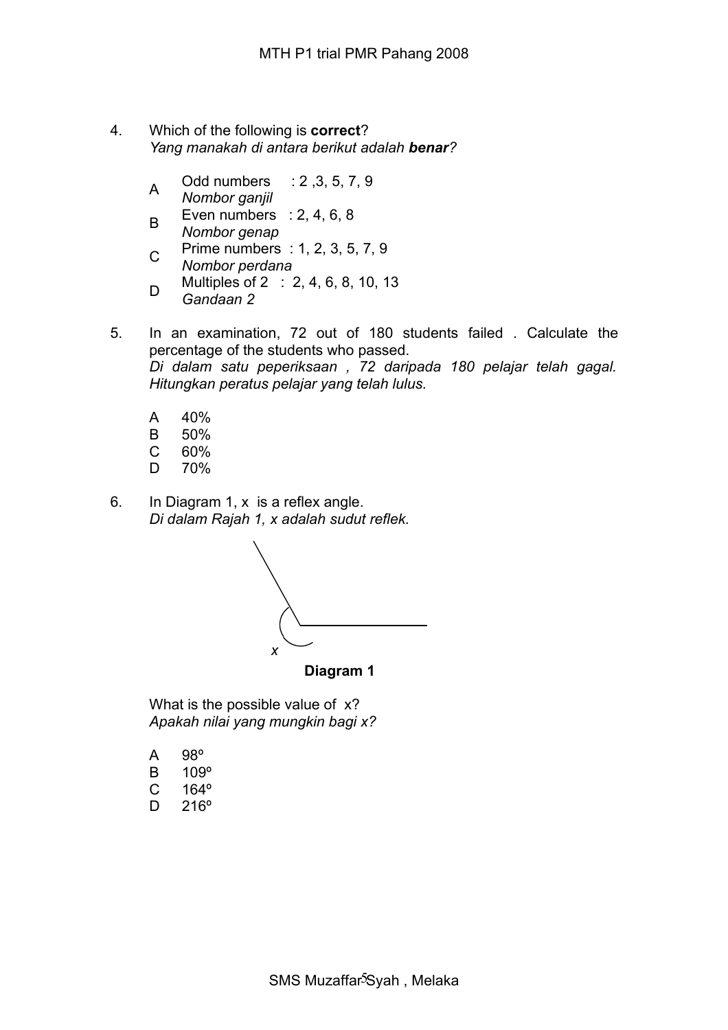4. Which of the following is **correct**?
*Yang manakah di antara berikut adalah **benar**?*

 A Odd numbers : 2 ,3, 5, 7, 9
 *Nombor ganjil*
 B Even numbers : 2, 4, 6, 8
 *Nombor genap*
 C Prime numbers : 1, 2, 3, 5, 7, 9
 *Nombor perdana*
 D Multiples of 2 : 2, 4, 6, 8, 10, 13
 *Gandaan 2*

5. In an examination, 72 out of 180 students failed . Calculate the percentage of the students who passed.
*Di dalam satu peperiksaan , 72 daripada 180 pelajar telah gagal. Hitungkan peratus pelajar yang telah lulus.*

 A 40%
 B 50%
 C 60%
 D 70%

6. In Diagram 1, $x$ is a reflex angle.
*Di dalam Rajah 1, x adalah sudut reflek.*

$x$

**Diagram 1**

What is the possible value of $x$?
*Apakah nilai yang mungkin bagi x?*

 A 98º
 B 109º
 C 164º
 D 216º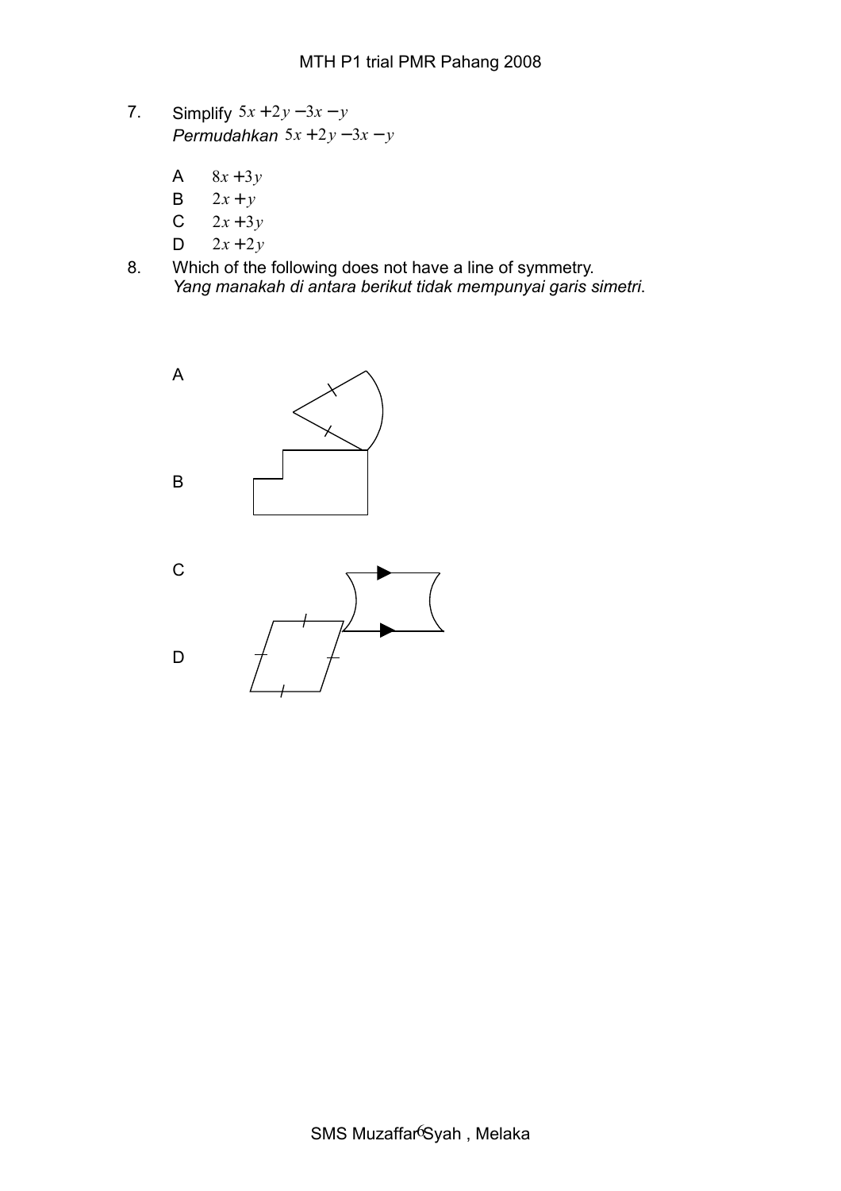7. Simplify $5x + 2y - 3x - y$
   *Permudahkan* $5x + 2y - 3x - y$

   A $8x + 3y$
   B $2x + y$
   C $2x + 3y$
   D $2x + 2y$

8. Which of the following does not have a line of symmetry.
   *Yang manakah di antara berikut tidak mempunyai garis simetri.*

   A

   B

   C

   D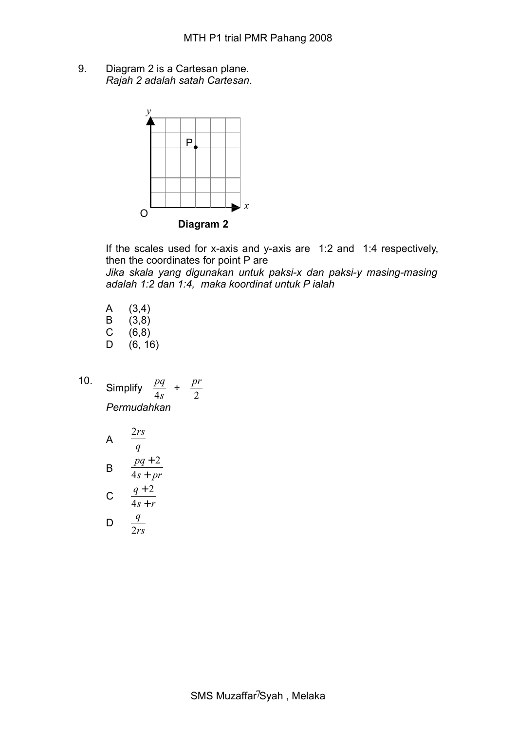9. Diagram 2 is a Cartesan plane.
*Rajah 2 adalah satah Cartesan*.

**Diagram 2**

If the scales used for x-axis and y-axis are 1:2 and 1:4 respectively, then the coordinates for point P are
*Jika skala yang digunakan untuk paksi-x dan paksi-y masing-masing adalah 1:2 dan 1:4, maka koordinat untuk P ialah*

A (3,4)
B (3,8)
C (6,8)
D (6, 16)

10. Simplify $\frac{pq}{4s} \div \frac{pr}{2}$
*Permudahkan*

A $\frac{2rs}{q}$

B $\frac{pq+2}{4s+pr}$

C $\frac{q+2}{4s+r}$

D $\frac{q}{2rs}$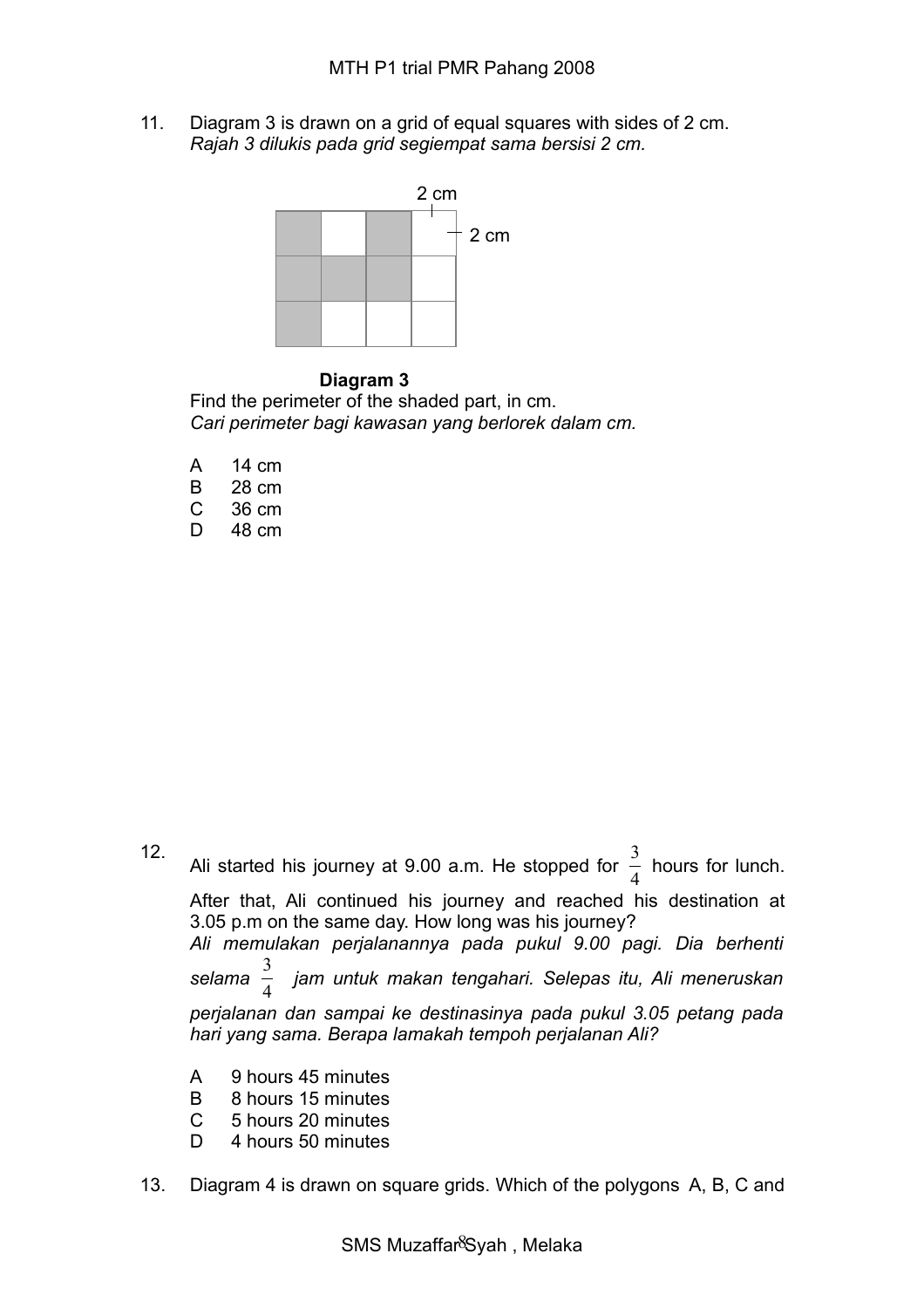11. Diagram 3 is drawn on a grid of equal squares with sides of 2 cm.
*Rajah 3 dilukis pada grid segiempat sama bersisi 2 cm.*

2 cm

2 cm

**Diagram 3**

Find the perimeter of the shaded part, in cm.
*Cari perimeter bagi kawasan yang berlorek dalam cm.*

A 14 cm
B 28 cm
C 36 cm
D 48 cm

12. Ali started his journey at 9.00 a.m. He stopped for $\frac{3}{4}$ hours for lunch. After that, Ali continued his journey and reached his destination at 3.05 p.m on the same day. How long was his journey?
*Ali memulakan perjalanannya pada pukul 9.00 pagi. Dia berhenti selama $\frac{3}{4}$ jam untuk makan tengahari. Selepas itu, Ali meneruskan perjalanan dan sampai ke destinasinya pada pukul 3.05 petang pada hari yang sama. Berapa lamakah tempoh perjalanan Ali?*

A 9 hours 45 minutes
B 8 hours 15 minutes
C 5 hours 20 minutes
D 4 hours 50 minutes

13. Diagram 4 is drawn on square grids. Which of the polygons A, B, C and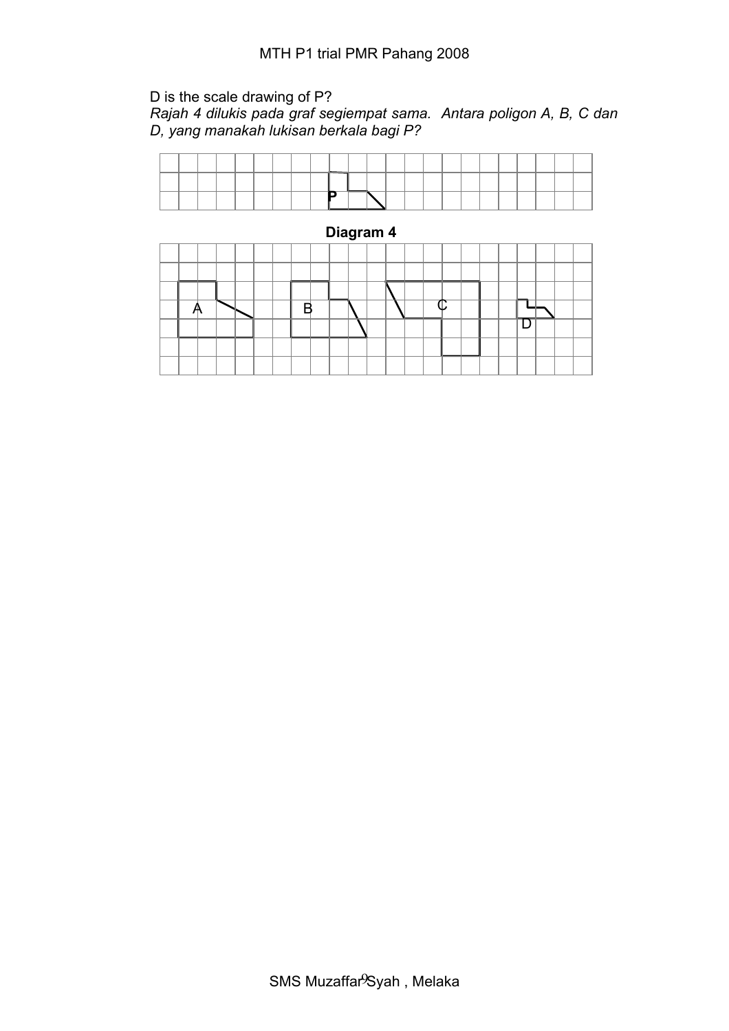D is the scale drawing of P?

*Rajah 4 dilukis pada graf segiempat sama. Antara poligon A, B, C dan D, yang manakah lukisan berkala bagi P?*

P

**Diagram 4**

A B C D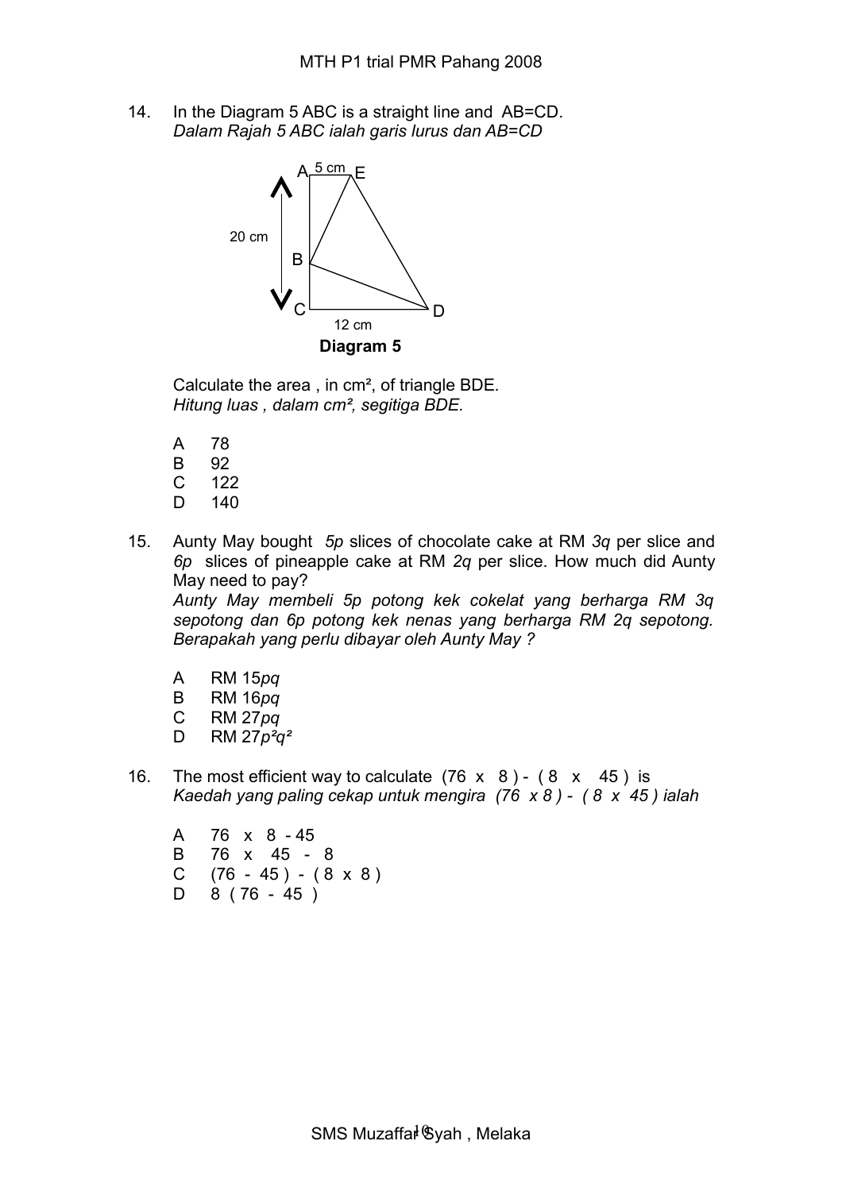14. In the Diagram 5 ABC is a straight line and AB=CD.
*Dalam Rajah 5 ABC ialah garis lurus dan AB=CD*

A 5 cm E

20 cm

B

C D

12 cm

**Diagram 5**

Calculate the area , in cm², of triangle BDE.
*Hitung luas , dalam cm², segitiga BDE.*

A 78
B 92
C 122
D 140

15. Aunty May bought *5p* slices of chocolate cake at RM *3q* per slice and *6p* slices of pineapple cake at RM *2q* per slice. How much did Aunty May need to pay?
*Aunty May membeli 5p potong kek cokelat yang berharga RM 3q sepotong dan 6p potong kek nenas yang berharga RM 2q sepotong. Berapakah yang perlu dibayar oleh Aunty May ?*

A RM $15pq$
B RM $16pq$
C RM $27pq$
D RM $27p^2q^2$

16. The most efficient way to calculate (76 x 8 ) - ( 8 x 45 ) is
*Kaedah yang paling cekap untuk mengira (76 x 8 ) - ( 8 x 45 ) ialah*

A 76 x 8 - 45
B 76 x 45 - 8
C (76 - 45 ) - ( 8 x 8 )
D 8 ( 76 - 45 )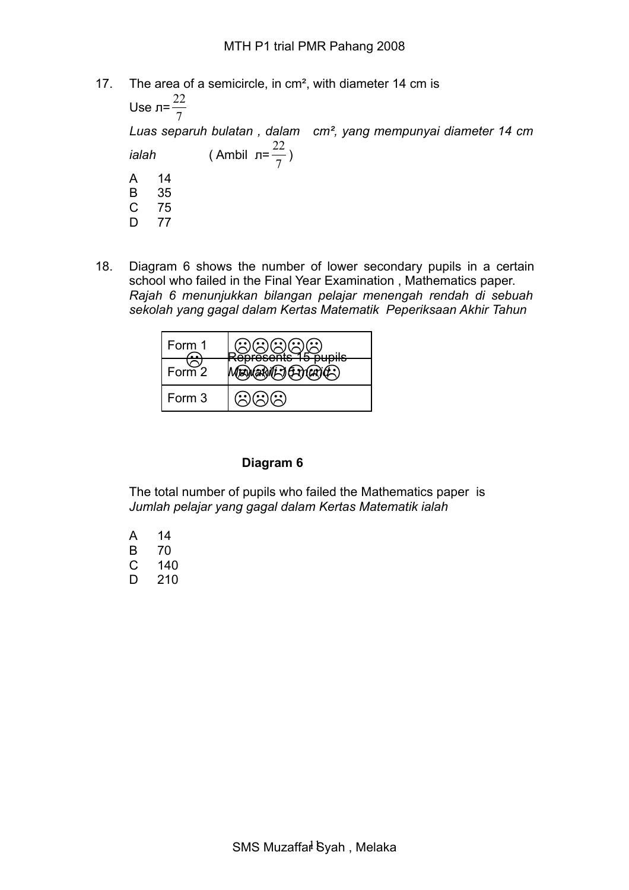17. The area of a semicircle, in cm², with diameter 14 cm is

Use $\pi = \frac{22}{7}$

*Luas separuh bulatan , dalam cm², yang mempunyai diameter 14 cm ialah* ( Ambil $\pi = \frac{22}{7}$ )

A 14
B 35
C 75
D 77

18. Diagram 6 shows the number of lower secondary pupils in a certain school who failed in the Final Year Examination , Mathematics paper.
*Rajah 6 menunjukkan bilangan pelajar menengah rendah di sebuah sekolah yang gagal dalam Kertas Matematik Peperiksaan Akhir Tahun*

| | |
|---|---|
| Form 1 | ☹☹☹☹☹ |
| Form 2 | ☹☹☹☹☹☹ |
| Form 3 | ☹☹☹ |

☹ Represents 15 pupils
*Mewakili 15 murid*

**Diagram 6**

The total number of pupils who failed the Mathematics paper is
*Jumlah pelajar yang gagal dalam Kertas Matematik ialah*

A 14
B 70
C 140
D 210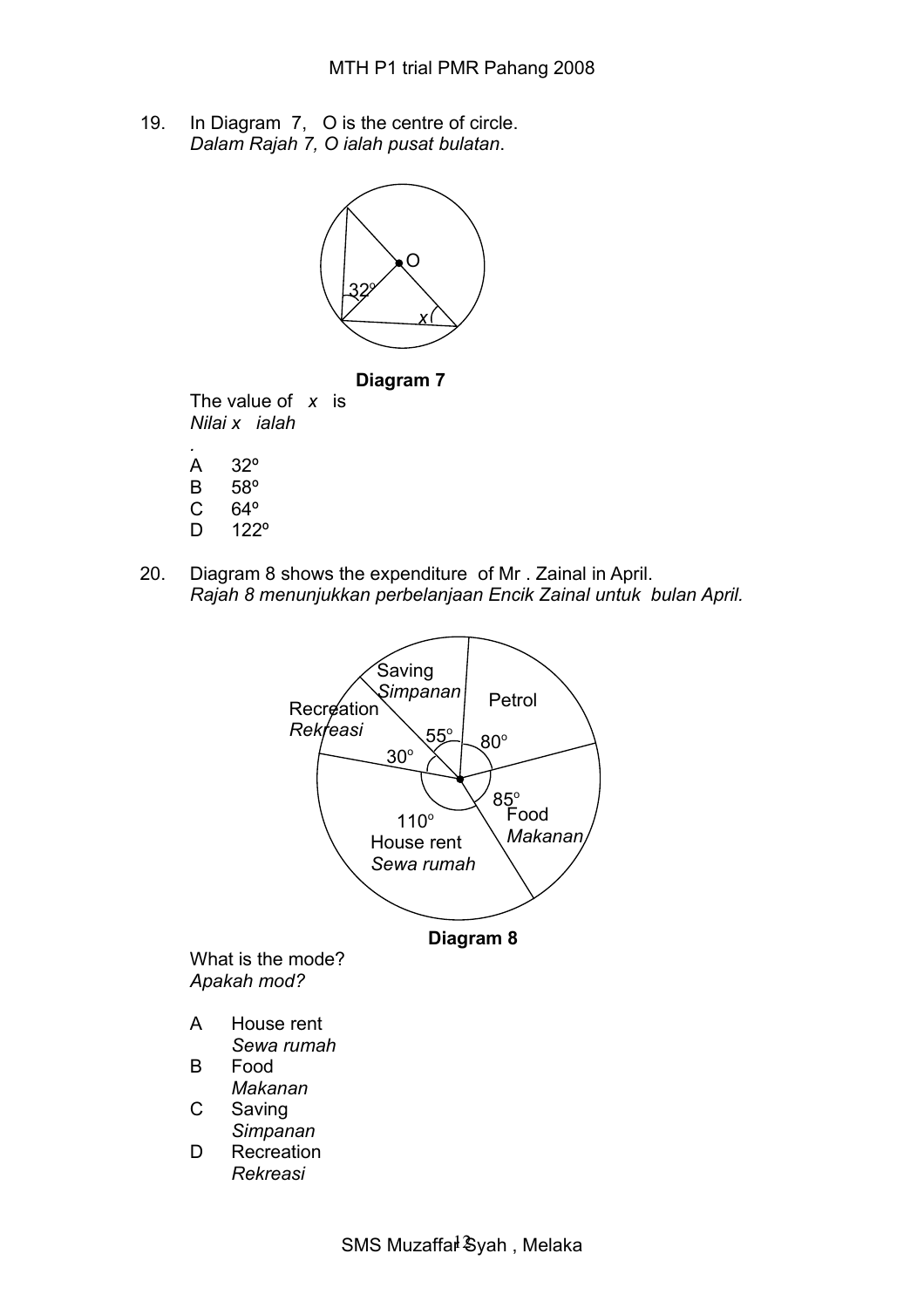19. In Diagram 7, O is the centre of circle.
*Dalam Rajah 7, O ialah pusat bulatan*.

**Diagram 7**

The value of $x$ is
*Nilai x ialah*

.

A 32º
B 58º
C 64º
D 122º

20. Diagram 8 shows the expenditure of Mr . Zainal in April.
*Rajah 8 menunjukkan perbelanjaan Encik Zainal untuk bulan April.*

**Diagram 8**

What is the mode?
*Apakah mod?*

A House rent
*Sewa rumah*
B Food
*Makanan*
C Saving
*Simpanan*
D Recreation
*Rekreasi*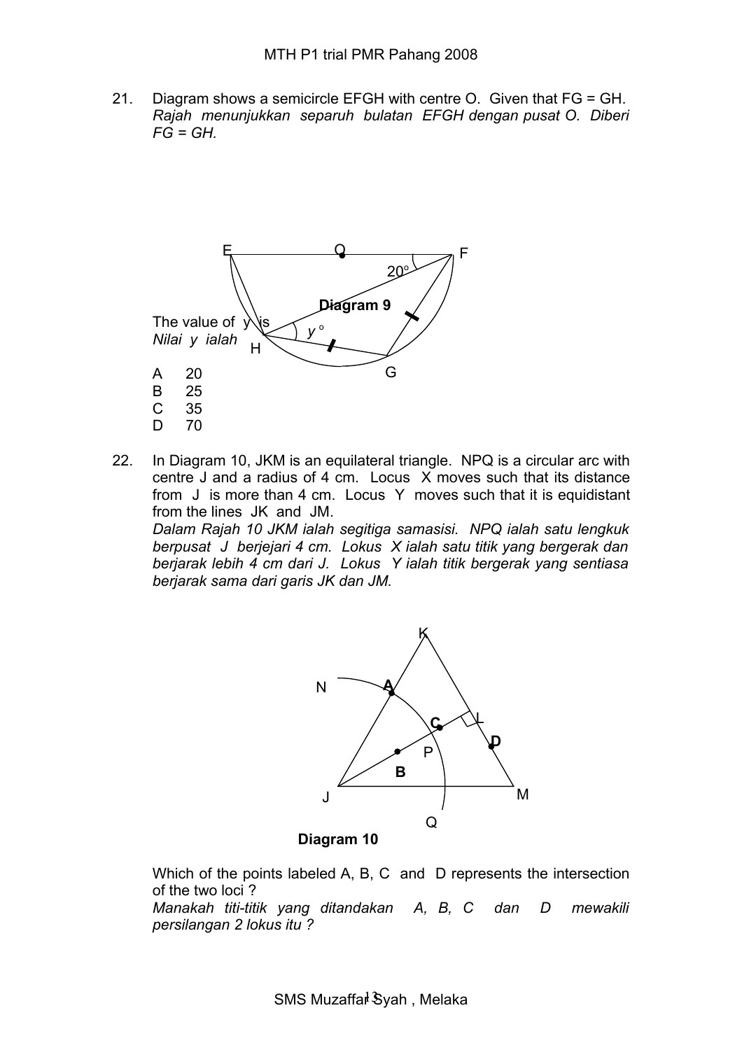21. Diagram shows a semicircle EFGH with centre O. Given that FG = GH.
*Rajah menunjukkan separuh bulatan EFGH dengan pusat O. Diberi FG = GH.*

**Diagram 9**

The value of $y$ is
*Nilai $y$ ialah*

A 20
B 25
C 35
D 70

22. In Diagram 10, JKM is an equilateral triangle. NPQ is a circular arc with centre J and a radius of 4 cm. Locus X moves such that its distance from J is more than 4 cm. Locus Y moves such that it is equidistant from the lines JK and JM.
*Dalam Rajah 10 JKM ialah segitiga samasisi. NPQ ialah satu lengkuk berpusat J berjejari 4 cm. Lokus X ialah satu titik yang bergerak dan berjarak lebih 4 cm dari J. Lokus Y ialah titik bergerak yang sentiasa berjarak sama dari garis JK dan JM.*

**Diagram 10**

Which of the points labeled A, B, C and D represents the intersection of the two loci ?
*Manakah titi-titik yang ditandakan A, B, C dan D mewakili persilangan 2 lokus itu ?*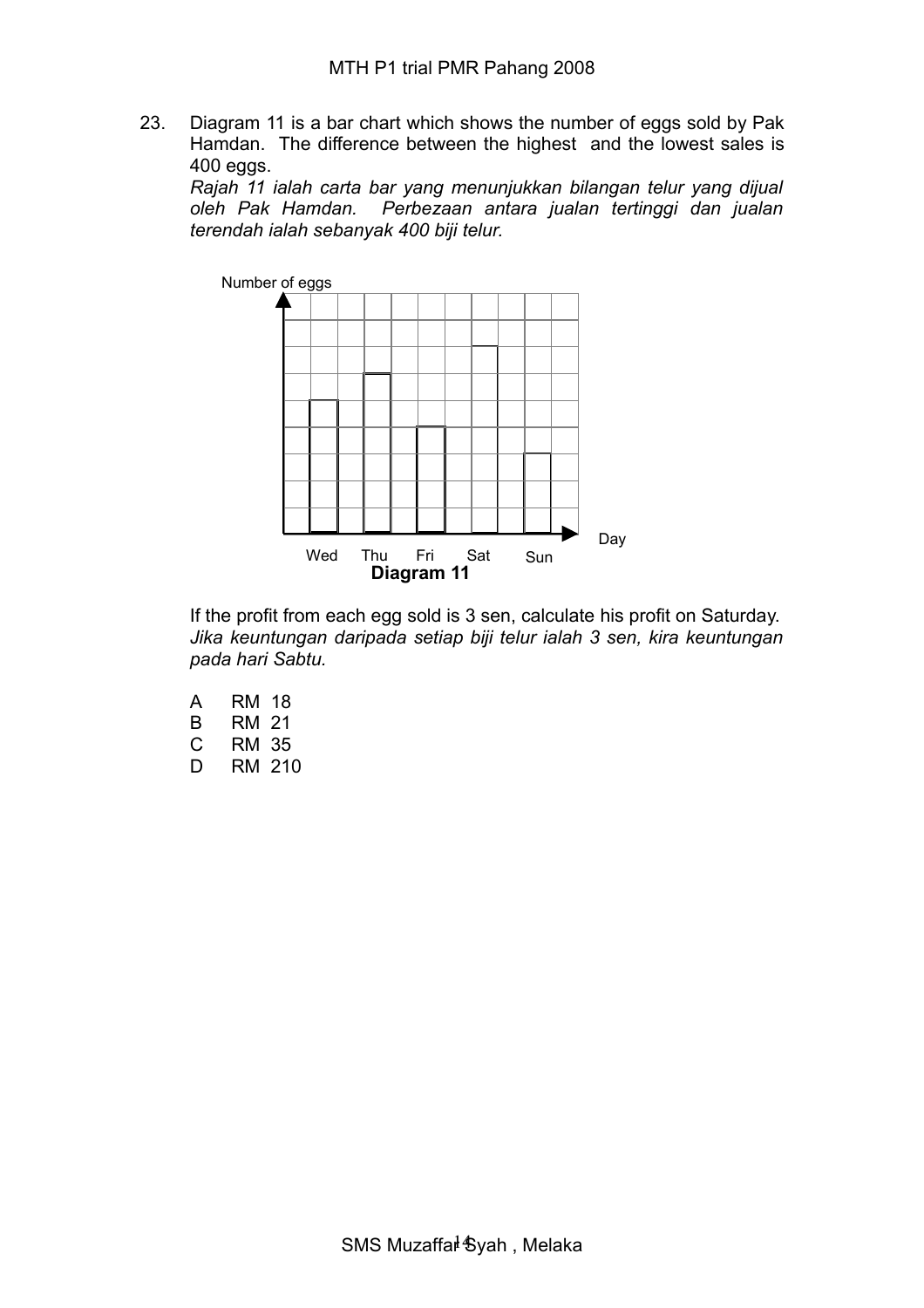23. Diagram 11 is a bar chart which shows the number of eggs sold by Pak Hamdan. The difference between the highest and the lowest sales is 400 eggs.
*Rajah 11 ialah carta bar yang menunjukkan bilangan telur yang dijual oleh Pak Hamdan. Perbezaan antara jualan tertinggi dan jualan terendah ialah sebanyak 400 biji telur.*

Number of eggs

Day

Wed Thu Fri Sat Sun

**Diagram 11**

If the profit from each egg sold is 3 sen, calculate his profit on Saturday.
*Jika keuntungan daripada setiap biji telur ialah 3 sen, kira keuntungan pada hari Sabtu.*

A RM 18
B RM 21
C RM 35
D RM 210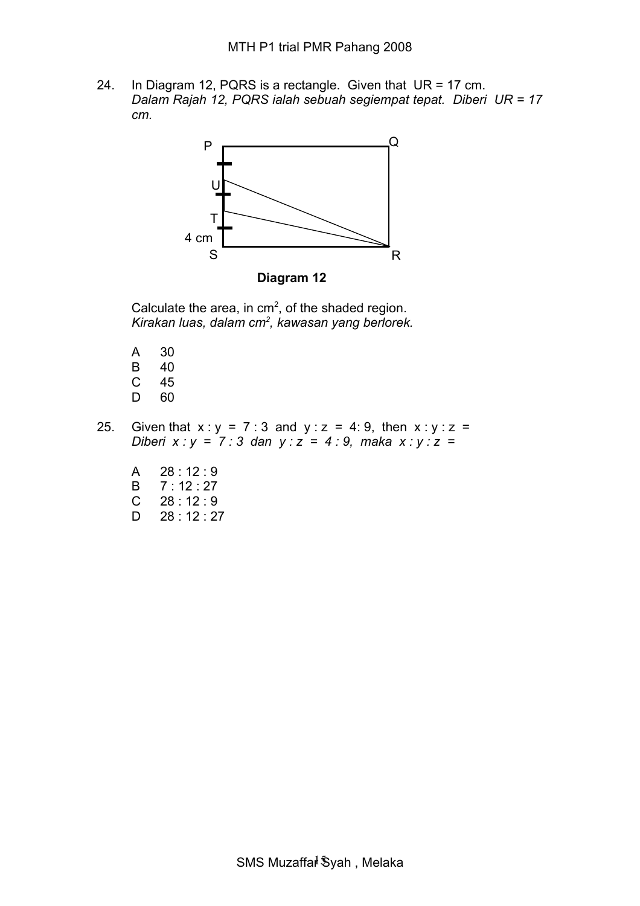24. In Diagram 12, PQRS is a rectangle. Given that UR = 17 cm.
*Dalam Rajah 12, PQRS ialah sebuah segiempat tepat. Diberi UR = 17 cm.*

**Diagram 12**

Calculate the area, in $cm^2$, of the shaded region.
*Kirakan luas, dalam $cm^2$, kawasan yang berlorek.*

A 30
B 40
C 45
D 60

25. Given that x : y = 7 : 3 and y : z = 4: 9, then x : y : z =
*Diberi x : y = 7 : 3 dan y : z = 4 : 9, maka x : y : z =*

A 28 : 12 : 9
B 7 : 12 : 27
C 28 : 12 : 9
D 28 : 12 : 27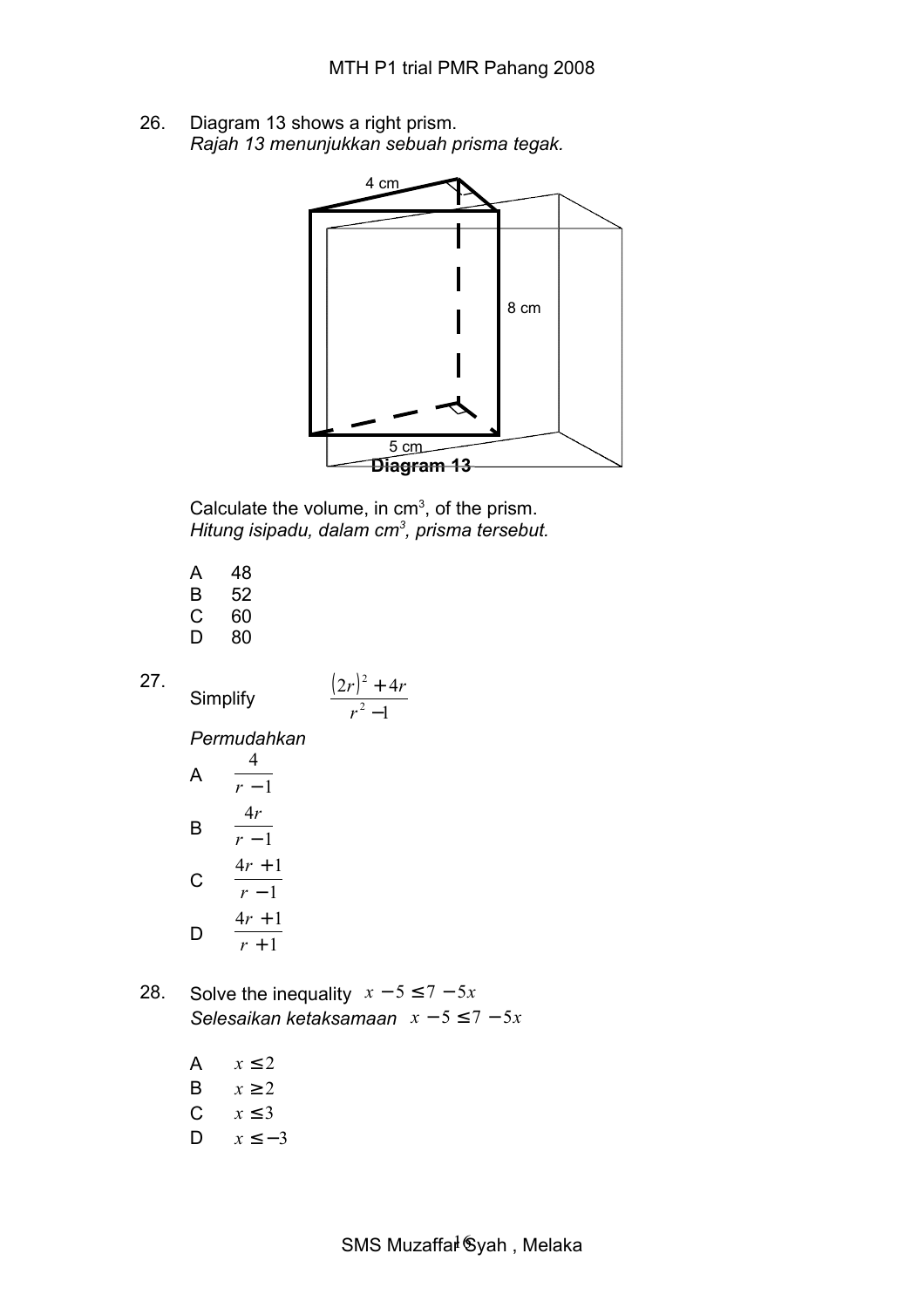26. Diagram 13 shows a right prism.
*Rajah 13 menunjukkan sebuah prisma tegak.*

4 cm

8 cm

5 cm

**Diagram 13**

Calculate the volume, in cm$^3$, of the prism.
*Hitung isipadu, dalam cm$^3$, prisma tersebut.*

A 48
B 52
C 60
D 80

27. Simplify $\dfrac{(2r)^2 + 4r}{r^2 - 1}$

*Permudahkan*

A $\dfrac{4}{r-1}$

B $\dfrac{4r}{r-1}$

C $\dfrac{4r+1}{r-1}$

D $\dfrac{4r+1}{r+1}$

28. Solve the inequality $x - 5 \le 7 - 5x$
*Selesaikan ketaksamaan* $x - 5 \le 7 - 5x$

A $x \le 2$
B $x \ge 2$
C $x \le 3$
D $x \le -3$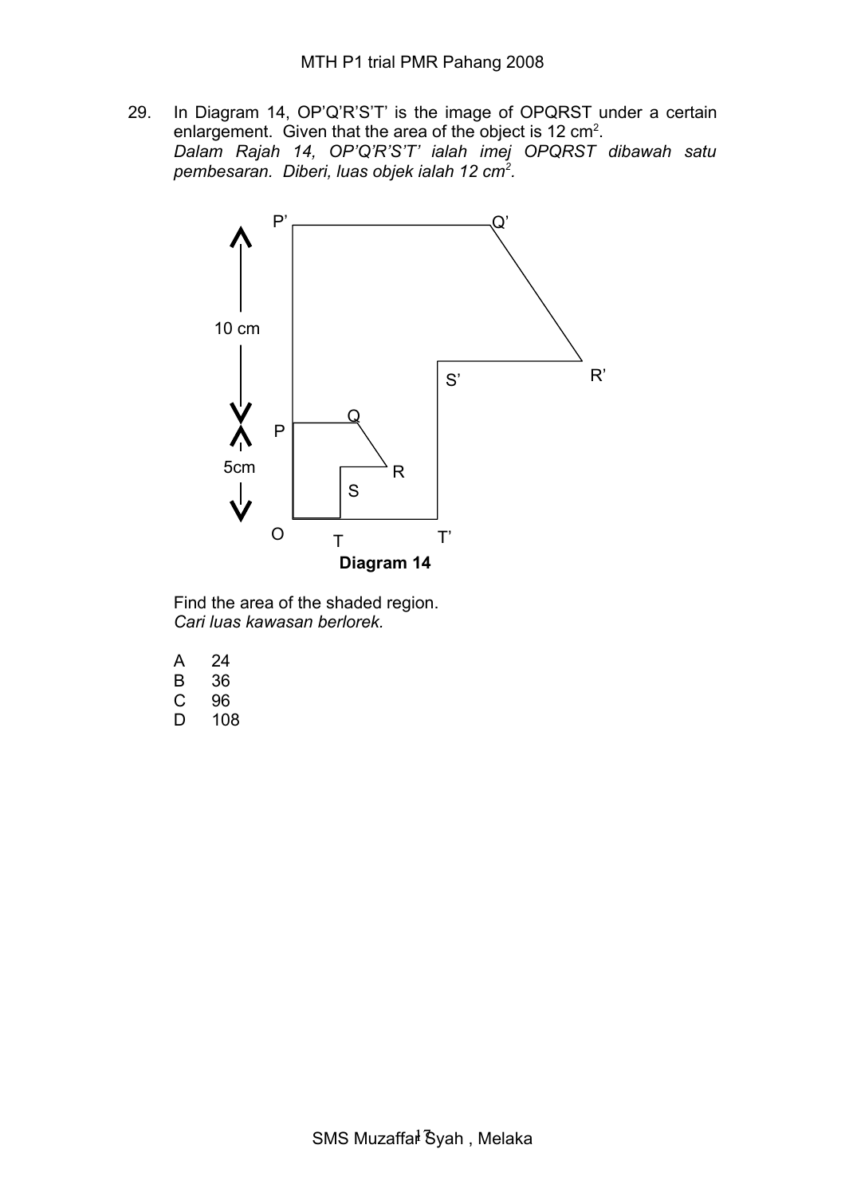29. In Diagram 14, OP'Q'R'S'T' is the image of OPQRST under a certain enlargement. Given that the area of the object is 12 $cm^2$.
*Dalam Rajah 14, OP'Q'R'S'T' ialah imej OPQRST dibawah satu pembesaran. Diberi, luas objek ialah 12 $cm^2$.*

P' Q'

10 cm

S' R'

Q
P

5cm R

S

O T T'

**Diagram 14**

Find the area of the shaded region.
*Cari luas kawasan berlorek.*

A 24
B 36
C 96
D 108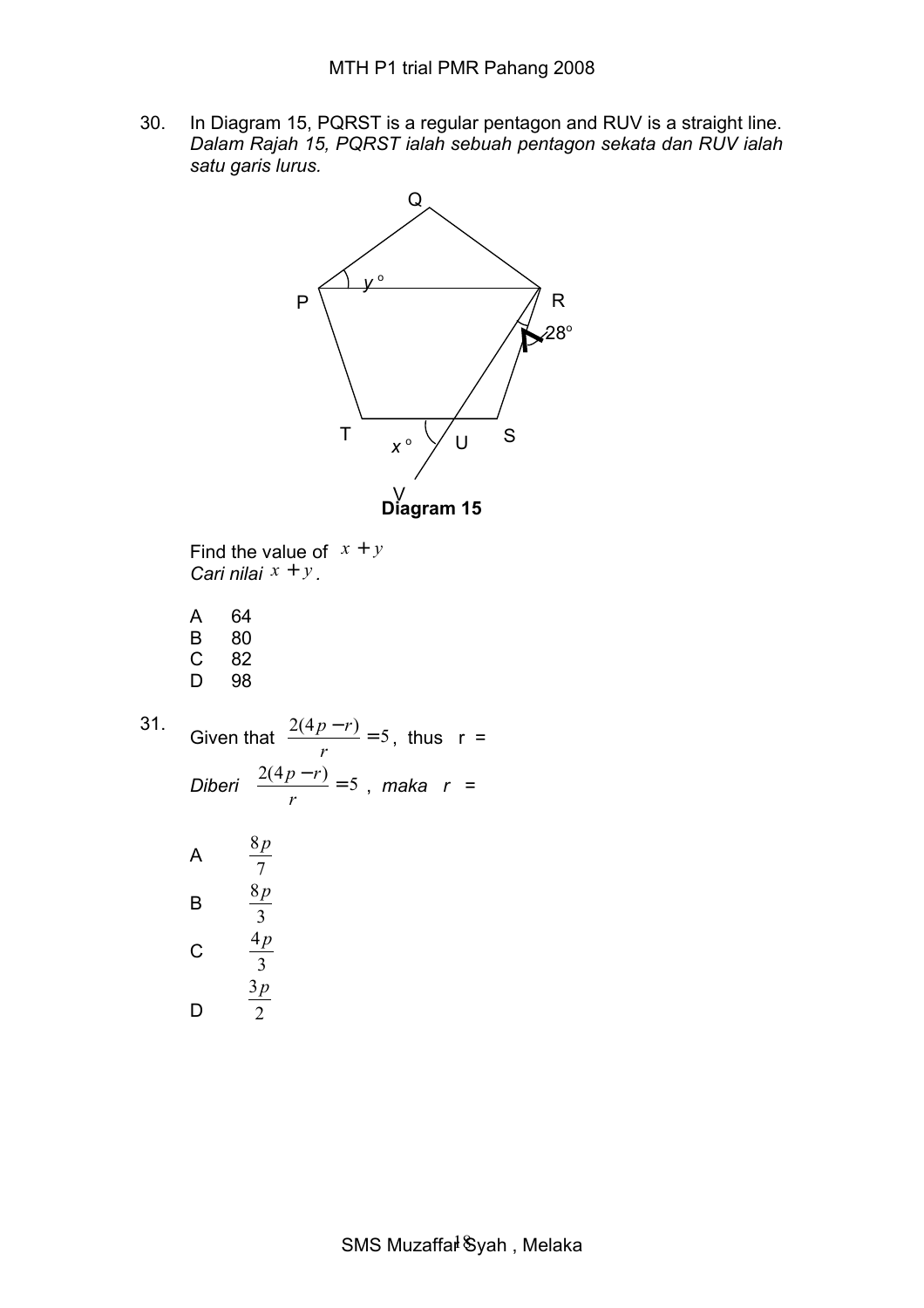30. In Diagram 15, PQRST is a regular pentagon and RUV is a straight line.
*Dalam Rajah 15, PQRST ialah sebuah pentagon sekata dan RUV ialah satu garis lurus.*

**Diagram 15**

Find the value of $x + y$
*Cari nilai* $x + y$.

A 64
B 80
C 82
D 98

31. Given that $\frac{2(4p - r)}{r} = 5$, thus r =
*Diberi* $\frac{2(4p - r)}{r} = 5$ , *maka* *r* =

A $\frac{8p}{7}$

B $\frac{8p}{3}$

C $\frac{4p}{3}$

D $\frac{3p}{2}$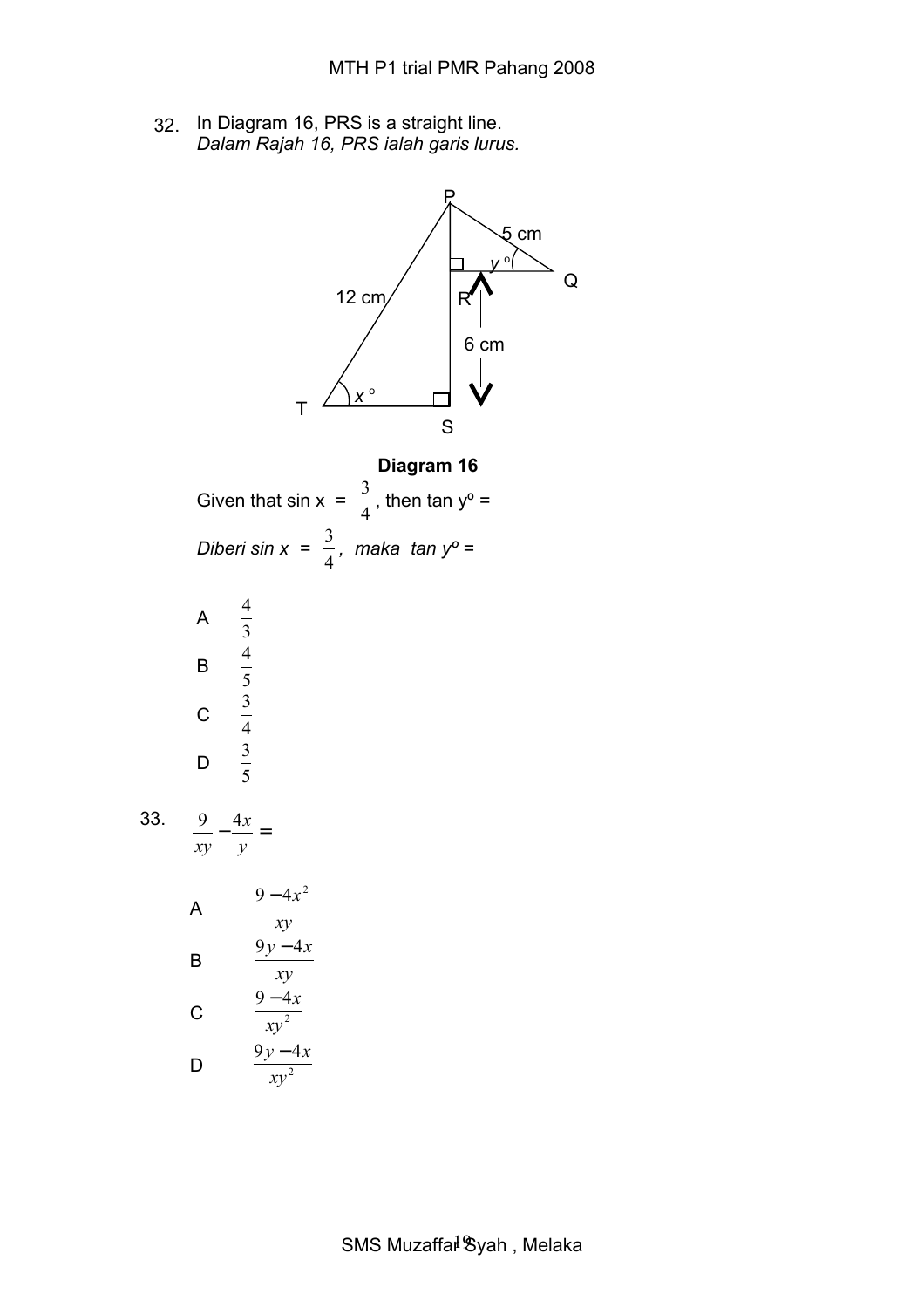32. In Diagram 16, PRS is a straight line.
*Dalam Rajah 16, PRS ialah garis lurus.*

**Diagram 16**

Given that sin x = $\frac{3}{4}$, then tan y° =

*Diberi sin x* = $\frac{3}{4}$, *maka tan y°* =

A $\frac{4}{3}$

B $\frac{4}{5}$

C $\frac{3}{4}$

D $\frac{3}{5}$

33. $\frac{9}{xy} - \frac{4x}{y} =$

A $\frac{9 - 4x^2}{xy}$

B $\frac{9y - 4x}{xy}$

C $\frac{9 - 4x}{xy^2}$

D $\frac{9y - 4x}{xy^2}$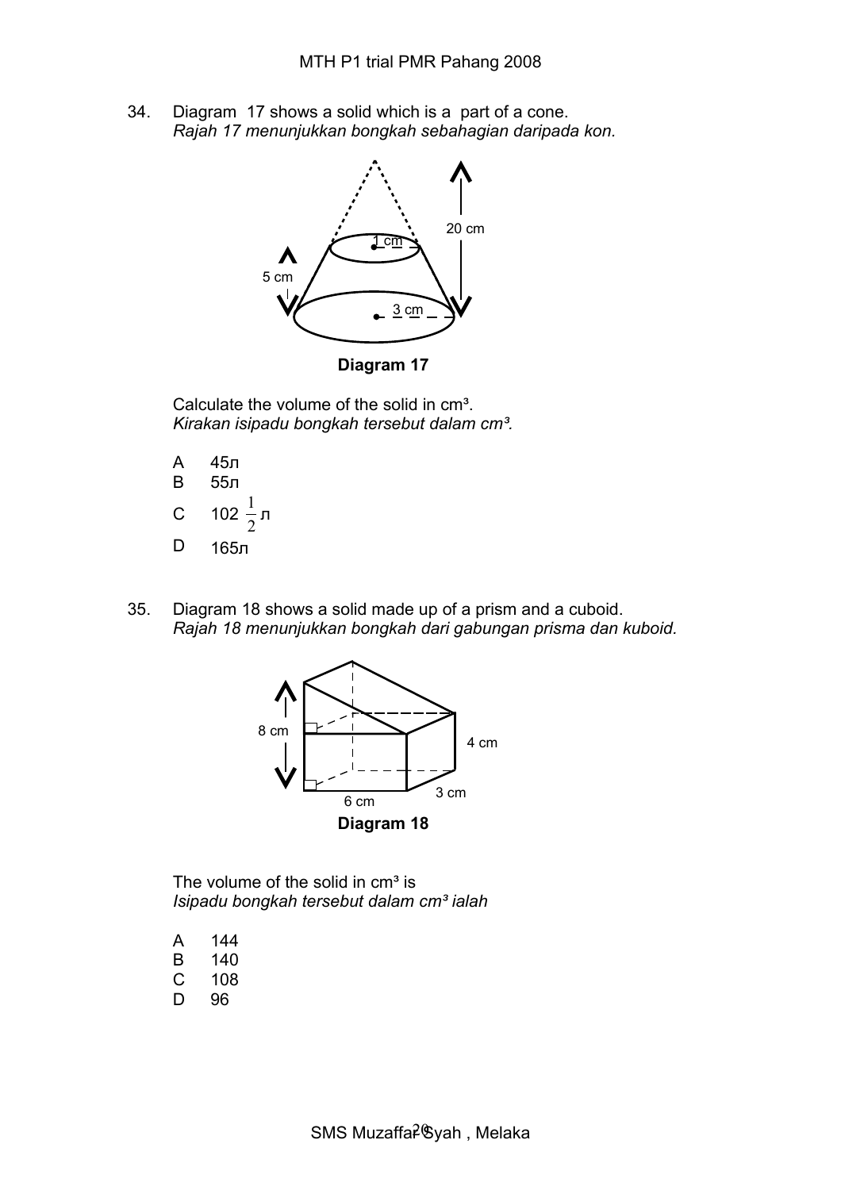34. Diagram 17 shows a solid which is a part of a cone.
*Rajah 17 menunjukkan bongkah sebahagian daripada kon.*

1 cm

20 cm

5 cm

3 cm

**Diagram 17**

Calculate the volume of the solid in cm³.
*Kirakan isipadu bongkah tersebut dalam cm³.*

A $45\pi$
B $55\pi$
C $102\frac{1}{2}\pi$
D $165\pi$

35. Diagram 18 shows a solid made up of a prism and a cuboid.
*Rajah 18 menunjukkan bongkah dari gabungan prisma dan kuboid.*

8 cm

4 cm

3 cm

6 cm

**Diagram 18**

The volume of the solid in cm³ is
*Isipadu bongkah tersebut dalam cm³ ialah*

A 144
B 140
C 108
D 96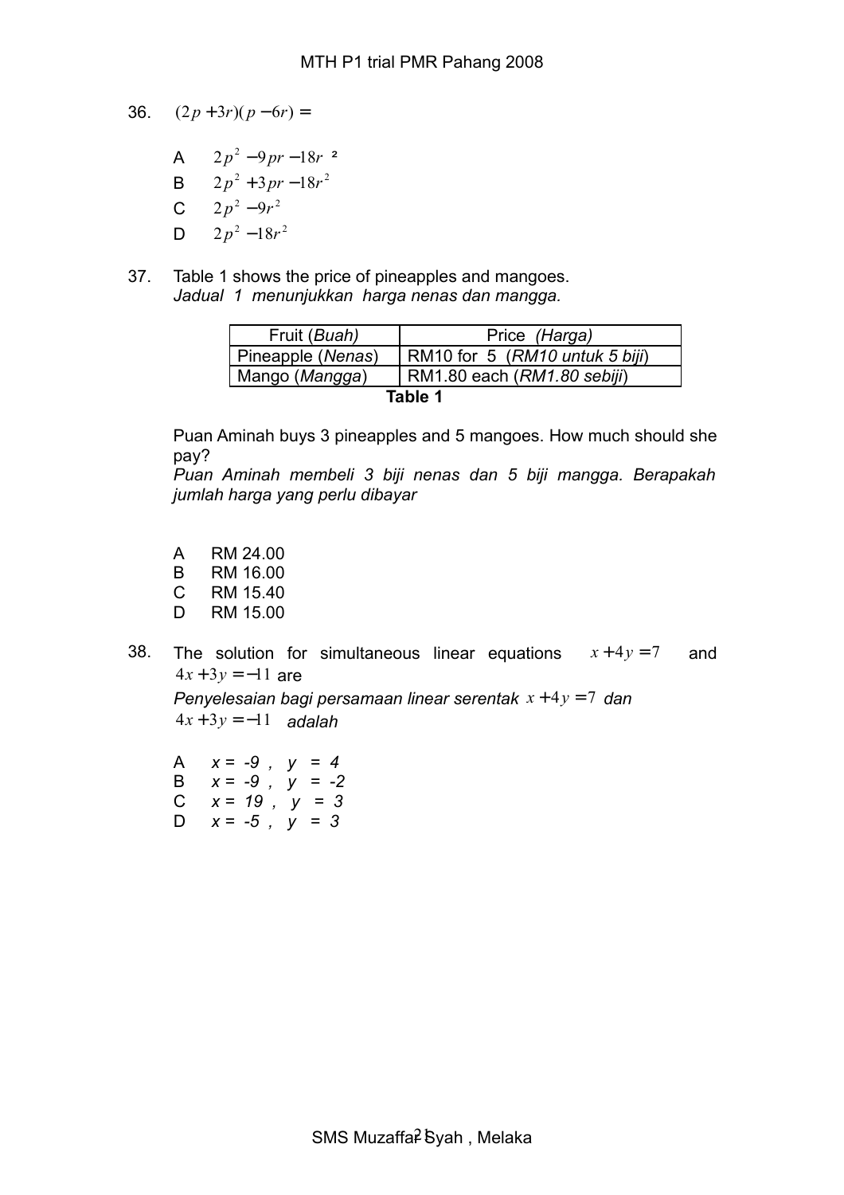36. $(2p+3r)(p-6r) =$

A $2p^2 - 9pr - 18r^2$

B $2p^2 + 3pr - 18r^2$

C $2p^2 - 9r^2$

D $2p^2 - 18r^2$

37. Table 1 shows the price of pineapples and mangoes.
*Jadual 1 menunjukkan harga nenas dan mangga.*

| Fruit (*Buah*) | Price (*Harga*) |
|---|---|
| Pineapple (*Nenas*) | RM10 for 5 (*RM10 untuk 5 biji*) |
| Mango (*Mangga*) | RM1.80 each (*RM1.80 sebiji*) |

**Table 1**

Puan Aminah buys 3 pineapples and 5 mangoes. How much should she pay?
*Puan Aminah membeli 3 biji nenas dan 5 biji mangga. Berapakah jumlah harga yang perlu dibayar*

A RM 24.00
B RM 16.00
C RM 15.40
D RM 15.00

38. The solution for simultaneous linear equations $x+4y=7$ and $4x+3y=-11$ are
*Penyelesaian bagi persamaan linear serentak* $x+4y=7$ *dan* $4x+3y=-11$ *adalah*

A *x = -9 , y = 4*
B *x = -9 , y = -2*
C *x = 19 , y = 3*
D *x = -5 , y = 3*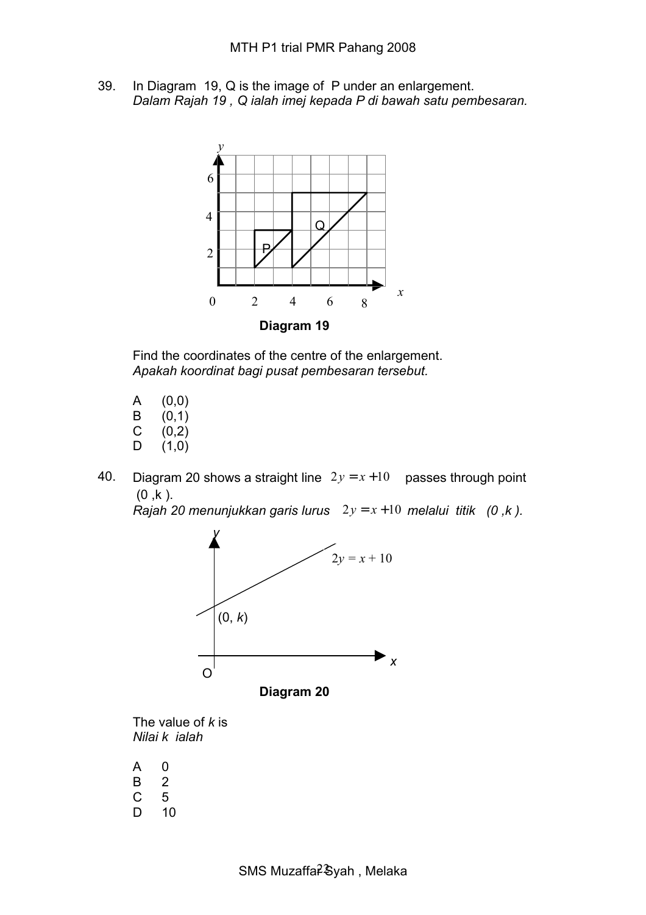39. In Diagram 19, Q is the image of P under an enlargement.
*Dalam Rajah 19 , Q ialah imej kepada P di bawah satu pembesaran.*

y
6
4
2
0 2 4 6 8 x
Q
P

**Diagram 19**

Find the coordinates of the centre of the enlargement.
*Apakah koordinat bagi pusat pembesaran tersebut.*

A (0,0)
B (0,1)
C (0,2)
D (1,0)

40. Diagram 20 shows a straight line $2y = x + 10$ passes through point (0 ,k ).
*Rajah 20 menunjukkan garis lurus* $2y = x + 10$ *melalui titik (0 ,k ).*

y
$2y = x + 10$
(0, *k*)
x
O

**Diagram 20**

The value of *k* is
*Nilai k ialah*

A 0
B 2
C 5
D 10